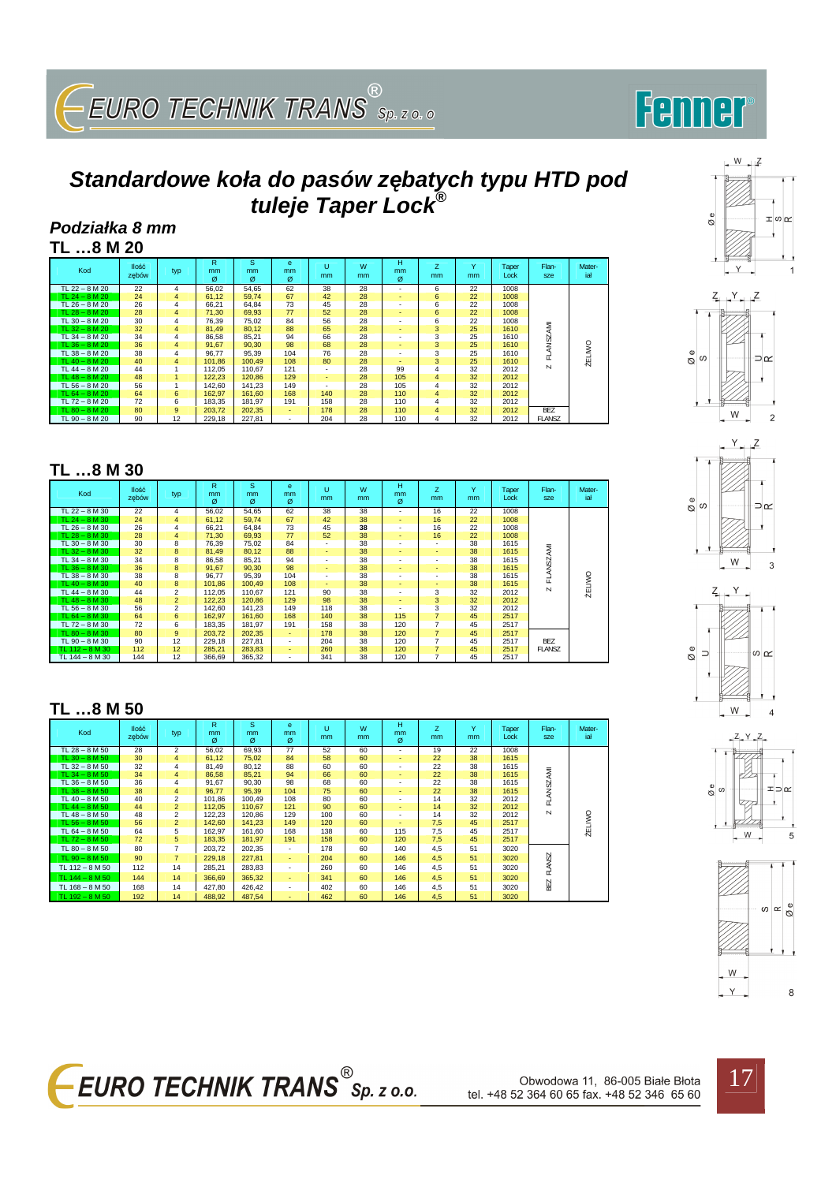# Standardowe koła do pasów zębatych typu HTD pod tuleje Taper Lock®

## Podziałka 8 mm

### TL …8 M 20

| Kod | Ilość zębów | typ | R mm Ø | S mm Ø | e mm Ø | U mm | W mm | H mm Ø | Z mm | Y mm | Taper Lock | Flan-sze | Mater-iał |
|---|---|---|---|---|---|---|---|---|---|---|---|---|---|
| TL 22 – 8 M 20 | 22 | 4 | 56,02 | 54,65 | 62 | 38 | 28 | - | 6 | 22 | 1008 | Z FLANSZAMI | ŻELIWO |
| TL 24 – 8 M 20 | 24 | 4 | 61,12 | 59,74 | 67 | 42 | 28 | - | 6 | 22 | 1008 | | |
| TL 26 – 8 M 20 | 26 | 4 | 66,21 | 64,84 | 73 | 45 | 28 | - | 6 | 22 | 1008 | | |
| TL 28 – 8 M 20 | 28 | 4 | 71,30 | 69,93 | 77 | 52 | 28 | - | 6 | 22 | 1008 | | |
| TL 30 – 8 M 20 | 30 | 4 | 76,39 | 75,02 | 84 | 56 | 28 | - | 6 | 22 | 1008 | | |
| TL 32 – 8 M 20 | 32 | 4 | 81,49 | 80,12 | 88 | 65 | 28 | - | 3 | 25 | 1610 | | |
| TL 34 – 8 M 20 | 34 | 4 | 86,58 | 85,21 | 94 | 66 | 28 | - | 3 | 25 | 1610 | | |
| TL 36 – 8 M 20 | 36 | 4 | 91,67 | 90,30 | 98 | 68 | 28 | - | 3 | 25 | 1610 | | |
| TL 38 – 8 M 20 | 38 | 4 | 96,77 | 95,39 | 104 | 76 | 28 | - | 3 | 25 | 1610 | | |
| TL 40 – 8 M 20 | 40 | 4 | 101,86 | 100,49 | 108 | 80 | 28 | - | 3 | 25 | 1610 | | |
| TL 44 – 8 M 20 | 44 | 1 | 112,05 | 110,67 | 121 | - | 28 | 99 | 4 | 32 | 2012 | | |
| TL 48 – 8 M 20 | 48 | 1 | 122,23 | 120,86 | 129 | - | 28 | 105 | 4 | 32 | 2012 | | |
| TL 56 – 8 M 20 | 56 | 1 | 142,60 | 141,23 | 149 | - | 28 | 105 | 4 | 32 | 2012 | | |
| TL 64 – 8 M 20 | 64 | 6 | 162,97 | 161,60 | 168 | 140 | 28 | 110 | 4 | 32 | 2012 | | |
| TL 72 – 8 M 20 | 72 | 6 | 183,35 | 181,97 | 191 | 158 | 28 | 110 | 4 | 32 | 2012 | | |
| TL 80 – 8 M 20 | 80 | 9 | 203,72 | 202,35 | - | 178 | 28 | 110 | 4 | 32 | 2012 | BEZ FLANSZ | |
| TL 90 – 8 M 20 | 90 | 12 | 229,18 | 227,81 | - | 204 | 28 | 110 | 4 | 32 | 2012 | | |

### TL …8 M 30

| Kod | Ilość zębów | typ | R mm Ø | S mm Ø | e mm Ø | U mm | W mm | H mm Ø | Z mm | Y mm | Taper Lock | Flan-sze | Mater-iał |
|---|---|---|---|---|---|---|---|---|---|---|---|---|---|
| TL 22 – 8 M 30 | 22 | 4 | 56,02 | 54,65 | 62 | 38 | 38 | - | 16 | 22 | 1008 | Z FLANSZAMI | ŻELIWO |
| TL 24 – 8 M 30 | 24 | 4 | 61,12 | 59,74 | 67 | 42 | 38 | - | 16 | 22 | 1008 | | |
| TL 26 – 8 M 30 | 26 | 4 | 66,21 | 64,84 | 73 | 45 | 38 | - | 16 | 22 | 1008 | | |
| TL 28 – 8 M 30 | 28 | 4 | 71,30 | 69,93 | 77 | 52 | 38 | - | 16 | 22 | 1008 | | |
| TL 30 – 8 M 30 | 30 | 8 | 76,39 | 75,02 | 84 | - | 38 | - | - | 38 | 1615 | | |
| TL 32 – 8 M 30 | 32 | 8 | 81,49 | 80,12 | 88 | - | 38 | - | - | 38 | 1615 | | |
| TL 34 – 8 M 30 | 34 | 8 | 86,58 | 85,21 | 94 | - | 38 | - | - | 38 | 1615 | | |
| TL 36 – 8 M 30 | 36 | 8 | 91,67 | 90,30 | 98 | - | 38 | - | - | 38 | 1615 | | |
| TL 38 – 8 M 30 | 38 | 8 | 96,77 | 95,39 | 104 | - | 38 | - | - | 38 | 1615 | | |
| TL 40 – 8 M 30 | 40 | 8 | 101,86 | 100,49 | 108 | - | 38 | - | - | 38 | 1615 | | |
| TL 44 – 8 M 30 | 44 | 2 | 112,05 | 110,67 | 121 | 90 | 38 | - | 3 | 32 | 2012 | | |
| TL 48 – 8 M 30 | 48 | 2 | 122,23 | 120,86 | 129 | 98 | 38 | - | 3 | 32 | 2012 | | |
| TL 56 – 8 M 30 | 56 | 2 | 142,60 | 141,23 | 149 | 118 | 38 | - | 3 | 32 | 2012 | | |
| TL 64 – 8 M 30 | 64 | 6 | 162,97 | 161,60 | 168 | 140 | 38 | 115 | 7 | 45 | 2517 | | |
| TL 72 – 8 M 30 | 72 | 6 | 183,35 | 181,97 | 191 | 158 | 38 | 120 | 7 | 45 | 2517 | | |
| TL 80 – 8 M 30 | 80 | 9 | 203,72 | 202,35 | - | 178 | 38 | 120 | 7 | 45 | 2517 | | |
| TL 90 – 8 M 30 | 90 | 12 | 229,18 | 227,81 | - | 204 | 38 | 120 | 7 | 45 | 2517 | BEZ FLANSZ | |
| TL 112 – 8 M 30 | 112 | 12 | 285,21 | 283,83 | - | 260 | 38 | 120 | 7 | 45 | 2517 | | |
| TL 144 – 8 M 30 | 144 | 12 | 366,69 | 365,32 | - | 341 | 38 | 120 | 7 | 45 | 2517 | | |

### TL …8 M 50

| Kod | Ilość zębów | typ | R mm Ø | S mm Ø | e mm Ø | U mm | W mm | H mm Ø | Z mm | Y mm | Taper Lock | Flan-sze | Mater-iał |
|---|---|---|---|---|---|---|---|---|---|---|---|---|---|
| TL 28 – 8 M 50 | 28 | 2 | 56,02 | 69,93 | 77 | 52 | 60 | - | 19 | 22 | 1008 | Z FLANSZAMI | ŻELIWO |
| TL 30 – 8 M 50 | 30 | 4 | 61,12 | 75,02 | 84 | 58 | 60 | - | 22 | 38 | 1615 | | |
| TL 32 – 8 M 50 | 32 | 4 | 81,49 | 80,12 | 88 | 60 | 60 | - | 22 | 38 | 1615 | | |
| TL 34 – 8 M 50 | 34 | 4 | 86,58 | 85,21 | 94 | 66 | 60 | - | 22 | 38 | 1615 | | |
| TL 36 – 8 M 50 | 36 | 4 | 91,67 | 90,30 | 98 | 68 | 60 | - | 22 | 38 | 1615 | | |
| TL 38 – 8 M 50 | 38 | 4 | 96,77 | 95,39 | 104 | 75 | 60 | - | 22 | 38 | 1615 | | |
| TL 40 – 8 M 50 | 40 | 2 | 101,86 | 100,49 | 108 | 80 | 60 | - | 14 | 32 | 2012 | | |
| TL 44 – 8 M 50 | 44 | 2 | 112,05 | 110,67 | 121 | 90 | 60 | - | 14 | 32 | 2012 | | |
| TL 48 – 8 M 50 | 48 | 2 | 122,23 | 120,86 | 129 | 100 | 60 | - | 14 | 32 | 2012 | | |
| TL 56 – 8 M 50 | 56 | 2 | 142,60 | 141,23 | 149 | 120 | 60 | - | 7,5 | 45 | 2517 | | |
| TL 64 – 8 M 50 | 64 | 5 | 162,97 | 161,60 | 168 | 138 | 60 | 115 | 7,5 | 45 | 2517 | | |
| TL 72 – 8 M 50 | 72 | 5 | 183,35 | 181,97 | 191 | 158 | 60 | 120 | 7,5 | 45 | 2517 | | |
| TL 80 – 8 M 50 | 80 | 7 | 203,72 | 202,35 | - | 178 | 60 | 140 | 4,5 | 51 | 3020 | BEZ FLANSZ | |
| TL 90 – 8 M 50 | 90 | 7 | 229,18 | 227,81 | - | 204 | 60 | 146 | 4,5 | 51 | 3020 | | |
| TL 112 – 8 M 50 | 112 | 14 | 285,21 | 283,83 | - | 260 | 60 | 146 | 4,5 | 51 | 3020 | | |
| TL 144 – 8 M 50 | 144 | 14 | 366,69 | 365,32 | - | 341 | 60 | 146 | 4,5 | 51 | 3020 | | |
| TL 168 – 8 M 50 | 168 | 14 | 427,80 | 426,42 | - | 402 | 60 | 146 | 4,5 | 51 | 3020 | | |
| TL 192 – 8 M 50 | 192 | 14 | 488,92 | 487,54 | - | 462 | 60 | 146 | 4,5 | 51 | 3020 | | |

Obwodowa 11, 86-005 Białe Błota
tel. +48 52 364 60 65 fax. +48 52 346 65 60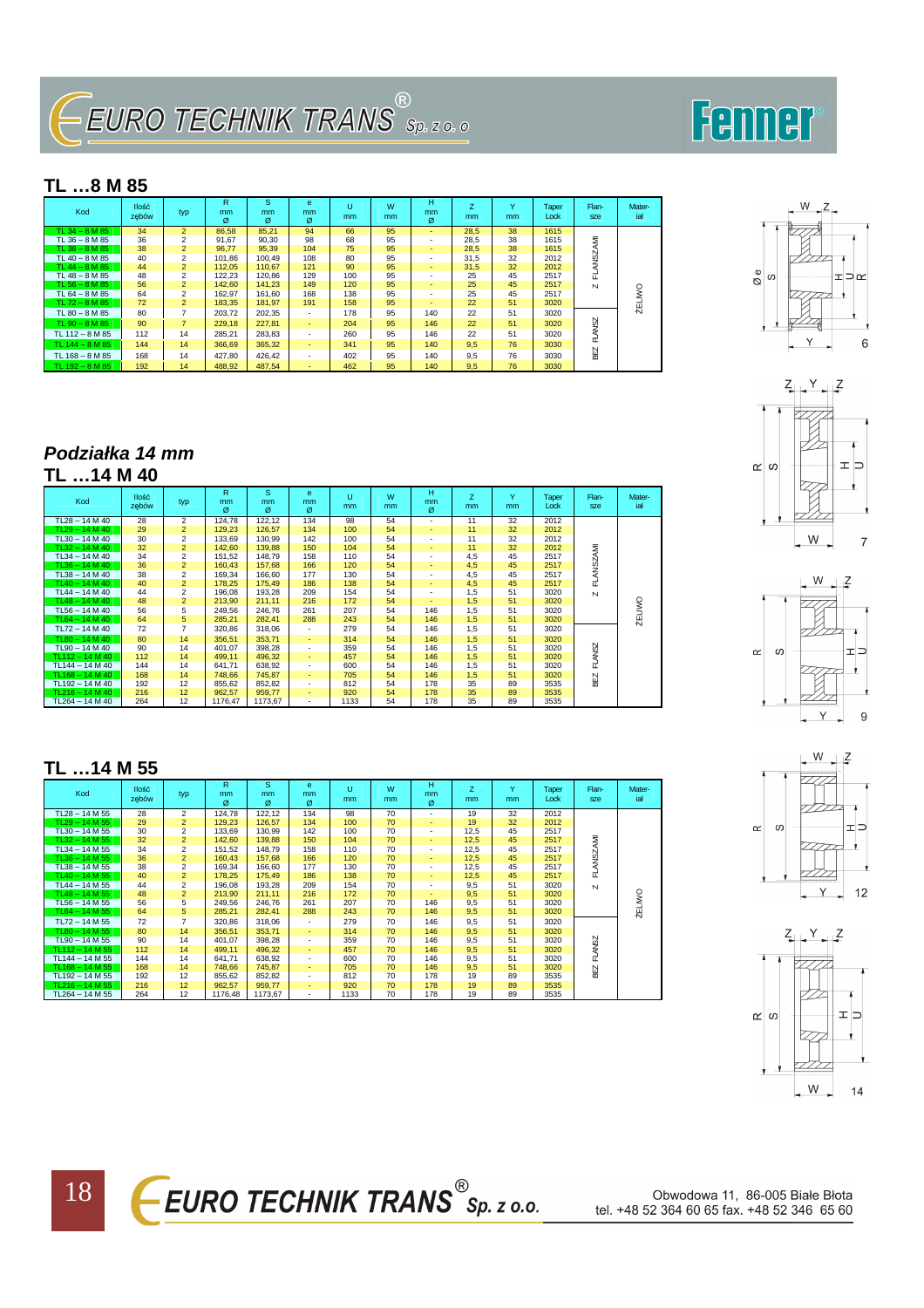## TL …8 M 85

| Kod | Ilość zębów | typ | R mm Ø | S mm Ø | e mm Ø | U mm | W mm | H mm Ø | Z mm | Y mm | Taper Lock | Flansze | Materiał |
|---|---|---|---|---|---|---|---|---|---|---|---|---|---|
| TL 34 – 8 M 85 | 34 | 2 | 86,58 | 85,21 | 94 | 66 | 95 | - | 28,5 | 38 | 1615 | Z FLANSZAMI | ŻELIWO |
| TL 36 – 8 M 85 | 36 | 2 | 91,67 | 90,30 | 98 | 68 | 95 | - | 28,5 | 38 | 1615 | | |
| TL 38 – 8 M 85 | 38 | 2 | 96,77 | 95,39 | 104 | 75 | 95 | - | 28,5 | 38 | 1615 | | |
| TL 40 – 8 M 85 | 40 | 2 | 101,86 | 100,49 | 108 | 80 | 95 | - | 31,5 | 32 | 2012 | | |
| TL 44 – 8 M 85 | 44 | 2 | 112,05 | 110,67 | 121 | 90 | 95 | - | 31,5 | 32 | 2012 | | |
| TL 48 – 8 M 85 | 48 | 2 | 122,23 | 120,86 | 129 | 100 | 95 | - | 25 | 45 | 2517 | | |
| TL 56 – 8 M 85 | 56 | 2 | 142,60 | 141,23 | 149 | 120 | 95 | - | 25 | 45 | 2517 | | |
| TL 64 – 8 M 85 | 64 | 2 | 162,97 | 161,60 | 168 | 138 | 95 | - | 25 | 45 | 2517 | | |
| TL 72 – 8 M 85 | 72 | 2 | 183,35 | 181,97 | 191 | 158 | 95 | - | 22 | 51 | 3020 | | |
| TL 80 – 8 M 85 | 80 | 7 | 203,72 | 202,35 | - | 178 | 95 | 140 | 22 | 51 | 3020 | BEZ FLANSZ | |
| TL 90 – 8 M 85 | 90 | 7 | 229,18 | 227,81 | - | 204 | 95 | 146 | 22 | 51 | 3020 | | |
| TL 112 – 8 M 85 | 112 | 14 | 285,21 | 283,83 | - | 260 | 95 | 146 | 22 | 51 | 3020 | | |
| TL 144 – 8 M 85 | 144 | 14 | 366,69 | 365,32 | - | 341 | 95 | 140 | 9,5 | 76 | 3030 | | |
| TL 168 – 8 M 85 | 168 | 14 | 427,80 | 426,42 | - | 402 | 95 | 140 | 9,5 | 76 | 3030 | | |
| TL 192 – 8 M 85 | 192 | 14 | 488,92 | 487,54 | - | 462 | 95 | 140 | 9,5 | 76 | 3030 | | |

# *Podziałka 14 mm*

## TL …14 M 40

| Kod | Ilość zębów | typ | R mm Ø | S mm Ø | e mm Ø | U mm | W mm | H mm Ø | Z mm | Y mm | Taper Lock | Flansze | Materiał |
|---|---|---|---|---|---|---|---|---|---|---|---|---|---|
| TL28 – 14 M 40 | 28 | 2 | 124,78 | 122,12 | 134 | 98 | 54 | - | 11 | 32 | 2012 | Z FLANSZAMI | ŻELIWO |
| TL29 – 14 M 40 | 29 | 2 | 129,23 | 126,57 | 134 | 100 | 54 | - | 11 | 32 | 2012 | | |
| TL30 – 14 M 40 | 30 | 2 | 133,69 | 130,99 | 142 | 100 | 54 | - | 11 | 32 | 2012 | | |
| TL32 – 14 M 40 | 32 | 2 | 142,60 | 139,88 | 150 | 104 | 54 | - | 11 | 32 | 2012 | | |
| TL34 – 14 M 40 | 34 | 2 | 151,52 | 148,79 | 158 | 110 | 54 | - | 4,5 | 45 | 2517 | | |
| TL36 – 14 M 40 | 36 | 2 | 160,43 | 157,68 | 166 | 120 | 54 | - | 4,5 | 45 | 2517 | | |
| TL38 – 14 M 40 | 38 | 2 | 169,34 | 166,60 | 177 | 130 | 54 | - | 4,5 | 45 | 2517 | | |
| TL40 – 14 M 40 | 40 | 2 | 178,25 | 175,49 | 186 | 138 | 54 | - | 4,5 | 45 | 2517 | | |
| TL44 – 14 M 40 | 44 | 2 | 196,08 | 193,28 | 209 | 154 | 54 | - | 1,5 | 51 | 3020 | | |
| TL48 – 14 M 40 | 48 | 2 | 213,90 | 211,11 | 216 | 172 | 54 | - | 1,5 | 51 | 3020 | | |
| TL56 – 14 M 40 | 56 | 5 | 249,56 | 246,76 | 261 | 207 | 54 | 146 | 1,5 | 51 | 3020 | | |
| TL64 – 14 M 40 | 64 | 5 | 285,21 | 282,41 | 288 | 243 | 54 | 146 | 1,5 | 51 | 3020 | | |
| TL72 – 14 M 40 | 72 | 7 | 320,86 | 318,06 | - | 279 | 54 | 146 | 1,5 | 51 | 3020 | BEZ FLANSZ | |
| TL80 – 14 M 40 | 80 | 14 | 356,51 | 353,71 | - | 314 | 54 | 146 | 1,5 | 51 | 3020 | | |
| TL90 – 14 M 40 | 90 | 14 | 401,07 | 398,28 | - | 359 | 54 | 146 | 1,5 | 51 | 3020 | | |
| TL112 – 14 M 40 | 112 | 14 | 499,11 | 496,32 | - | 457 | 54 | 146 | 1,5 | 51 | 3020 | | |
| TL144 – 14 M 40 | 144 | 14 | 641,71 | 638,92 | - | 600 | 54 | 146 | 1,5 | 51 | 3020 | | |
| TL168 – 14 M 40 | 168 | 14 | 748,66 | 745,87 | - | 705 | 54 | 146 | 1,5 | 51 | 3020 | | |
| TL192 – 14 M 40 | 192 | 12 | 855,62 | 852,82 | - | 812 | 54 | 178 | 35 | 89 | 3535 | | |
| TL216 – 14 M 40 | 216 | 12 | 962,57 | 959,77 | - | 920 | 54 | 178 | 35 | 89 | 3535 | | |
| TL264 – 14 M 40 | 264 | 12 | 1176,47 | 1173,67 | - | 1133 | 54 | 178 | 35 | 89 | 3535 | | |

## TL …14 M 55

| Kod | Ilość zębów | typ | R mm Ø | S mm Ø | e mm Ø | U mm | W mm | H mm Ø | Z mm | Y mm | Taper Lock | Flansze | Materiał |
|---|---|---|---|---|---|---|---|---|---|---|---|---|---|
| TL28 – 14 M 55 | 28 | 2 | 124,78 | 122,12 | 134 | 98 | 70 | - | 19 | 32 | 2012 | Z FLANSZAMI | ŻELIWO |
| TL29 – 14 M 55 | 29 | 2 | 129,23 | 126,57 | 134 | 100 | 70 | - | 19 | 32 | 2012 | | |
| TL30 – 14 M 55 | 30 | 2 | 133,69 | 130,99 | 142 | 100 | 70 | - | 12,5 | 45 | 2517 | | |
| TL32 – 14 M 55 | 32 | 2 | 142,60 | 139,88 | 150 | 104 | 70 | - | 12,5 | 45 | 2517 | | |
| TL34 – 14 M 55 | 34 | 2 | 151,52 | 148,79 | 158 | 110 | 70 | - | 12,5 | 45 | 2517 | | |
| TL36 – 14 M 55 | 36 | 2 | 160,43 | 157,68 | 166 | 120 | 70 | - | 12,5 | 45 | 2517 | | |
| TL38 – 14 M 55 | 38 | 2 | 169,34 | 166,60 | 177 | 130 | 70 | - | 12,5 | 45 | 2517 | | |
| TL40 – 14 M 55 | 40 | 2 | 178,25 | 175,49 | 186 | 138 | 70 | - | 12,5 | 45 | 2517 | | |
| TL44 – 14 M 55 | 44 | 2 | 196,08 | 193,28 | 209 | 154 | 70 | - | 9,5 | 51 | 3020 | | |
| TL48 – 14 M 55 | 48 | 2 | 213,90 | 211,11 | 216 | 172 | 70 | - | 9,5 | 51 | 3020 | | |
| TL56 – 14 M 55 | 56 | 5 | 249,56 | 246,76 | 261 | 207 | 70 | 146 | 9,5 | 51 | 3020 | | |
| TL64 – 14 M 55 | 64 | 5 | 285,21 | 282,41 | 288 | 243 | 70 | 146 | 9,5 | 51 | 3020 | | |
| TL72 – 14 M 55 | 72 | 7 | 320,86 | 318,06 | - | 279 | 70 | 146 | 9,5 | 51 | 3020 | BEZ FLANSZ | |
| TL80 – 14 M 55 | 80 | 14 | 356,51 | 353,71 | - | 314 | 70 | 146 | 9,5 | 51 | 3020 | | |
| TL90 – 14 M 55 | 90 | 14 | 401,07 | 398,28 | - | 359 | 70 | 146 | 9,5 | 51 | 3020 | | |
| TL112 – 14 M 55 | 112 | 14 | 499,11 | 496,32 | - | 457 | 70 | 146 | 9,5 | 51 | 3020 | | |
| TL144 – 14 M 55 | 144 | 14 | 641,71 | 638,92 | - | 600 | 70 | 146 | 9,5 | 51 | 3020 | | |
| TL168 – 14 M 55 | 168 | 14 | 748,66 | 745,87 | - | 705 | 70 | 146 | 9,5 | 51 | 3020 | | |
| TL192 – 14 M 55 | 192 | 12 | 855,62 | 852,82 | - | 812 | 70 | 178 | 19 | 89 | 3535 | | |
| TL216 – 14 M 55 | 216 | 12 | 962,57 | 959,77 | - | 920 | 70 | 178 | 19 | 89 | 3535 | | |
| TL264 – 14 M 55 | 264 | 12 | 1176,48 | 1173,67 | - | 1133 | 70 | 178 | 19 | 89 | 3535 | | |

EURO TECHNIK TRANS® Sp. z o.o.

Obwodowa 11, 86-005 Białe Błota
tel. +48 52 364 60 65 fax. +48 52 346 65 60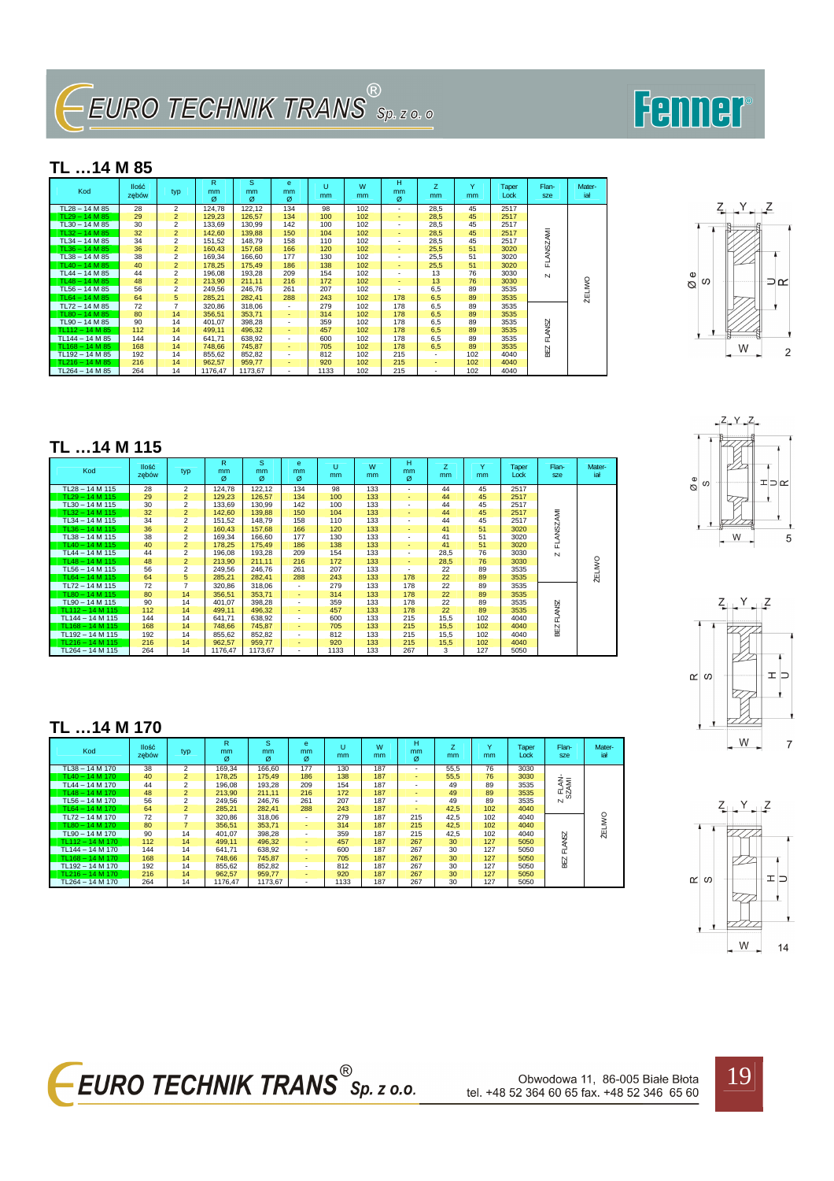## TL …14 M 85

| Kod | Ilość zębów | typ | R mm Ø | S mm Ø | e mm Ø | U mm | W mm | H mm Ø | Z mm | Y mm | Taper Lock | Flansze | Materiał |
|---|---|---|---|---|---|---|---|---|---|---|---|---|---|
| TL28 – 14 M 85 | 28 | 2 | 124,78 | 122,12 | 134 | 98 | 102 | - | 28,5 | 45 | 2517 | Z FLANSZAMI | ŻELIWO |
| TL29 – 14 M 85 | 29 | 2 | 129,23 | 126,57 | 134 | 100 | 102 | - | 28,5 | 45 | 2517 | | |
| TL30 – 14 M 85 | 30 | 2 | 133,69 | 130,99 | 142 | 100 | 102 | - | 28,5 | 45 | 2517 | | |
| TL32 – 14 M 85 | 32 | 2 | 142,60 | 139,88 | 150 | 104 | 102 | - | 28,5 | 45 | 2517 | | |
| TL34 – 14 M 85 | 34 | 2 | 151,52 | 148,79 | 158 | 110 | 102 | - | 28,5 | 45 | 2517 | | |
| TL36 – 14 M 85 | 36 | 2 | 160,43 | 157,68 | 166 | 120 | 102 | - | 25,5 | 51 | 3020 | | |
| TL38 – 14 M 85 | 38 | 2 | 169,34 | 166,60 | 177 | 130 | 102 | - | 25,5 | 51 | 3020 | | |
| TL40 – 14 M 85 | 40 | 2 | 178,25 | 175,49 | 186 | 138 | 102 | - | 25,5 | 51 | 3020 | | |
| TL44 – 14 M 85 | 44 | 2 | 196,08 | 193,28 | 209 | 154 | 102 | - | 13 | 76 | 3030 | | |
| TL48 – 14 M 85 | 48 | 2 | 213,90 | 211,11 | 216 | 172 | 102 | - | 13 | 76 | 3030 | | |
| TL56 – 14 M 85 | 56 | 2 | 249,56 | 246,76 | 261 | 207 | 102 | - | 6,5 | 89 | 3535 | | |
| TL64 – 14 M 85 | 64 | 5 | 285,21 | 282,41 | 288 | 243 | 102 | 178 | 6,5 | 89 | 3535 | | |
| TL72 – 14 M 85 | 72 | 7 | 320,86 | 318,06 | - | 279 | 102 | 178 | 6,5 | 89 | 3535 | BEZ FLANSZ | |
| TL80 – 14 M 85 | 80 | 14 | 356,51 | 353,71 | - | 314 | 102 | 178 | 6,5 | 89 | 3535 | | |
| TL90 – 14 M 85 | 90 | 14 | 401,07 | 398,28 | - | 359 | 102 | 178 | 6,5 | 89 | 3535 | | |
| TL112 – 14 M 85 | 112 | 14 | 499,11 | 496,32 | - | 457 | 102 | 178 | 6,5 | 89 | 3535 | | |
| TL144 – 14 M 85 | 144 | 14 | 641,71 | 638,92 | - | 600 | 102 | 178 | 6,5 | 89 | 3535 | | |
| TL168 – 14 M 85 | 168 | 14 | 748,66 | 745,87 | - | 705 | 102 | 178 | 6,5 | 89 | 3535 | | |
| TL192 – 14 M 85 | 192 | 14 | 855,62 | 852,82 | - | 812 | 102 | 215 | - | 102 | 4040 | | |
| TL216 – 14 M 85 | 216 | 14 | 962,57 | 959,77 | - | 920 | 102 | 215 | - | 102 | 4040 | | |
| TL264 – 14 M 85 | 264 | 14 | 1176,47 | 1173,67 | - | 1133 | 102 | 215 | - | 102 | 4040 | | |

## TL …14 M 115

| Kod | Ilość zębów | typ | R mm Ø | S mm Ø | e mm Ø | U mm | W mm | H mm Ø | Z mm | Y mm | Taper Lock | Flansze | Materiał |
|---|---|---|---|---|---|---|---|---|---|---|---|---|---|
| TL28 – 14 M 115 | 28 | 2 | 124,78 | 122,12 | 134 | 98 | 133 | - | 44 | 45 | 2517 | Z FLANSZAMI | ŻELIWO |
| TL29 – 14 M 115 | 29 | 2 | 129,23 | 126,57 | 134 | 100 | 133 | - | 44 | 45 | 2517 | | |
| TL30 – 14 M 115 | 30 | 2 | 133,69 | 130,99 | 142 | 100 | 133 | - | 44 | 45 | 2517 | | |
| TL32 – 14 M 115 | 32 | 2 | 142,60 | 139,88 | 150 | 104 | 133 | - | 44 | 45 | 2517 | | |
| TL34 – 14 M 115 | 34 | 2 | 151,52 | 148,79 | 158 | 110 | 133 | - | 44 | 45 | 2517 | | |
| TL36 – 14 M 115 | 36 | 2 | 160,43 | 157,68 | 166 | 120 | 133 | - | 41 | 51 | 3020 | | |
| TL38 – 14 M 115 | 38 | 2 | 169,34 | 166,60 | 177 | 130 | 133 | - | 41 | 51 | 3020 | | |
| TL40 – 14 M 115 | 40 | 2 | 178,25 | 175,49 | 186 | 138 | 133 | - | 41 | 51 | 3020 | | |
| TL44 – 14 M 115 | 44 | 2 | 196,08 | 193,28 | 209 | 154 | 133 | - | 28,5 | 76 | 3030 | | |
| TL48 – 14 M 115 | 48 | 2 | 213,90 | 211,11 | 216 | 172 | 133 | - | 28,5 | 76 | 3030 | | |
| TL56 – 14 M 115 | 56 | 2 | 249,56 | 246,76 | 261 | 207 | 133 | - | 22 | 89 | 3535 | | |
| TL64 – 14 M 115 | 64 | 5 | 285,21 | 282,41 | 288 | 243 | 133 | 178 | 22 | 89 | 3535 | | |
| TL72 – 14 M 115 | 72 | 7 | 320,86 | 318,06 | - | 279 | 133 | 178 | 22 | 89 | 3535 | BEZ FLANSZ | |
| TL80 – 14 M 115 | 80 | 14 | 356,51 | 353,71 | - | 314 | 133 | 178 | 22 | 89 | 3535 | | |
| TL90 – 14 M 115 | 90 | 14 | 401,07 | 398,28 | - | 359 | 133 | 178 | 22 | 89 | 3535 | | |
| TL112 – 14 M 115 | 112 | 14 | 499,11 | 496,32 | - | 457 | 133 | 178 | 22 | 89 | 3535 | | |
| TL144 – 14 M 115 | 144 | 14 | 641,71 | 638,92 | - | 600 | 133 | 215 | 15,5 | 102 | 4040 | | |
| TL168 – 14 M 115 | 168 | 14 | 748,66 | 745,87 | - | 705 | 133 | 215 | 15,5 | 102 | 4040 | | |
| TL192 – 14 M 115 | 192 | 14 | 855,62 | 852,82 | - | 812 | 133 | 215 | 15,5 | 102 | 4040 | | |
| TL216 – 14 M 115 | 216 | 14 | 962,57 | 959,77 | - | 920 | 133 | 215 | 15,5 | 102 | 4040 | | |
| TL264 – 14 M 115 | 264 | 14 | 1176,47 | 1173,67 | - | 1133 | 133 | 267 | 3 | 127 | 5050 | | |

## TL …14 M 170

| Kod | Ilość zębów | typ | R mm Ø | S mm Ø | e mm Ø | U mm | W mm | H mm Ø | Z mm | Y mm | Taper Lock | Flansze | Materiał |
|---|---|---|---|---|---|---|---|---|---|---|---|---|---|
| TL38 – 14 M 170 | 38 | 2 | 169,34 | 166,60 | 177 | 130 | 187 | - | 55,5 | 76 | 3030 | Z FLANSZAMI | ŻELIWO |
| TL40 – 14 M 170 | 40 | 2 | 178,25 | 175,49 | 186 | 138 | 187 | - | 55,5 | 76 | 3030 | | |
| TL44 – 14 M 170 | 44 | 2 | 196,08 | 193,28 | 209 | 154 | 187 | - | 49 | 89 | 3535 | | |
| TL48 – 14 M 170 | 48 | 2 | 213,90 | 211,11 | 216 | 172 | 187 | - | 49 | 89 | 3535 | | |
| TL56 – 14 M 170 | 56 | 2 | 249,56 | 246,76 | 261 | 207 | 187 | - | 49 | 89 | 3535 | | |
| TL64 – 14 M 170 | 64 | 2 | 285,21 | 282,41 | 288 | 243 | 187 | - | 42,5 | 102 | 4040 | | |
| TL72 – 14 M 170 | 72 | 7 | 320,86 | 318,06 | - | 279 | 187 | 215 | 42,5 | 102 | 4040 | BEZ FLANSZ | |
| TL80 – 14 M 170 | 80 | 7 | 356,51 | 353,71 | - | 314 | 187 | 215 | 42,5 | 102 | 4040 | | |
| TL90 – 14 M 170 | 90 | 14 | 401,07 | 398,28 | - | 359 | 187 | 215 | 42,5 | 102 | 4040 | | |
| TL112 – 14 M 170 | 112 | 14 | 499,11 | 496,32 | - | 457 | 187 | 267 | 30 | 127 | 5050 | | |
| TL144 – 14 M 170 | 144 | 14 | 641,71 | 638,92 | - | 600 | 187 | 267 | 30 | 127 | 5050 | | |
| TL168 – 14 M 170 | 168 | 14 | 748,66 | 745,87 | - | 705 | 187 | 267 | 30 | 127 | 5050 | | |
| TL192 – 14 M 170 | 192 | 14 | 855,62 | 852,82 | - | 812 | 187 | 267 | 30 | 127 | 5050 | | |
| TL216 – 14 M 170 | 216 | 14 | 962,57 | 959,77 | - | 920 | 187 | 267 | 30 | 127 | 5050 | | |
| TL264 – 14 M 170 | 264 | 14 | 1176,47 | 1173,67 | - | 1133 | 187 | 267 | 30 | 127 | 5050 | | |